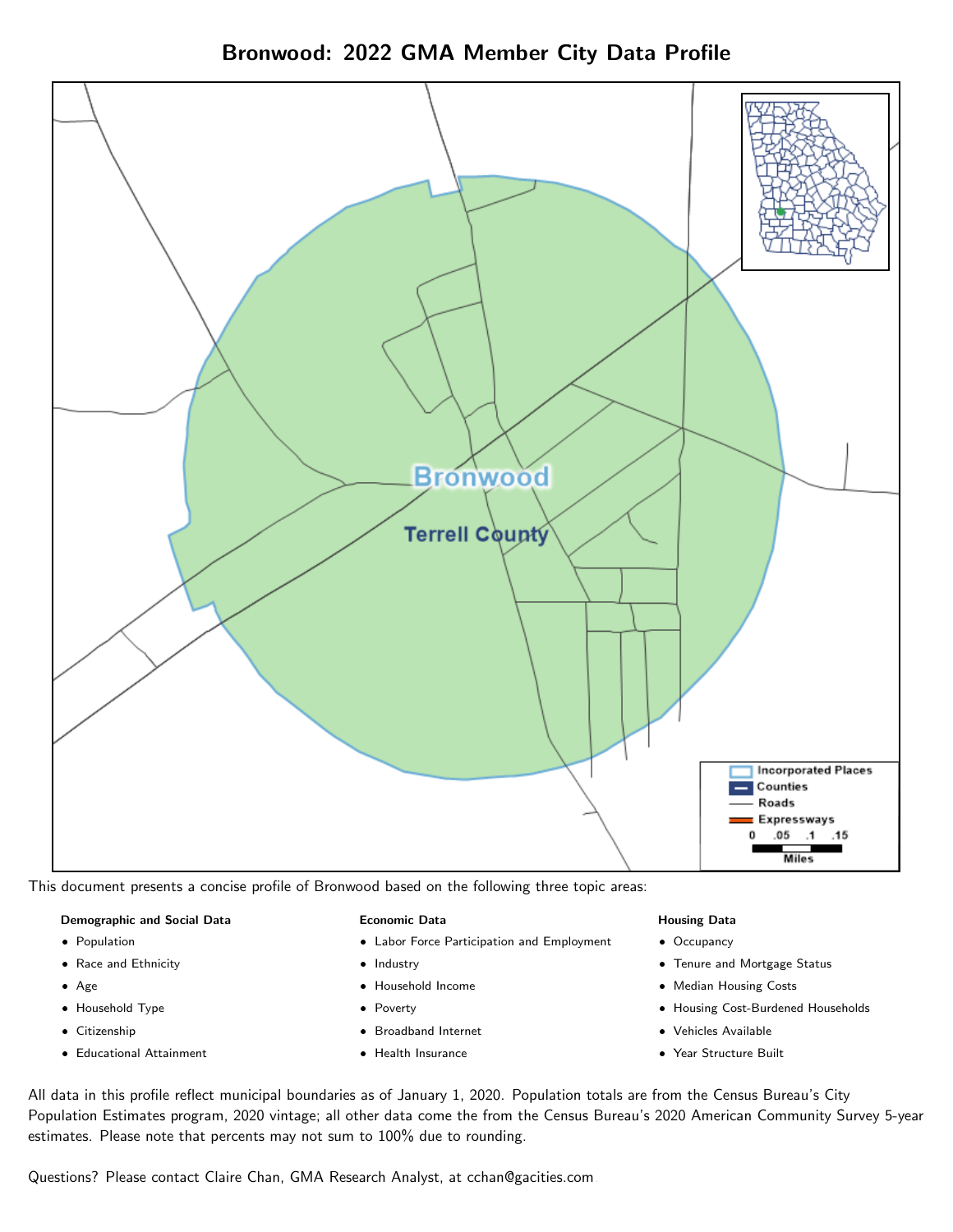# Bronwood: 2022 GMA Member City Data Profile

This document presents a concise profile of Bronwood based on the following three topic areas:

**Demographic and Social Data**

- Population
- Race and Ethnicity
- Age
- Household Type
- Citizenship
- Educational Attainment

**Economic Data**

- Labor Force Participation and Employment
- Industry
- Household Income
- Poverty
- Broadband Internet
- Health Insurance

**Housing Data**

- Occupancy
- Tenure and Mortgage Status
- Median Housing Costs
- Housing Cost-Burdened Households
- Vehicles Available
- Year Structure Built

All data in this profile reflect municipal boundaries as of January 1, 2020. Population totals are from the Census Bureau's City Population Estimates program, 2020 vintage; all other data come the from the Census Bureau's 2020 American Community Survey 5-year estimates. Please note that percents may not sum to 100% due to rounding.

Questions? Please contact Claire Chan, GMA Research Analyst, at cchan@gacities.com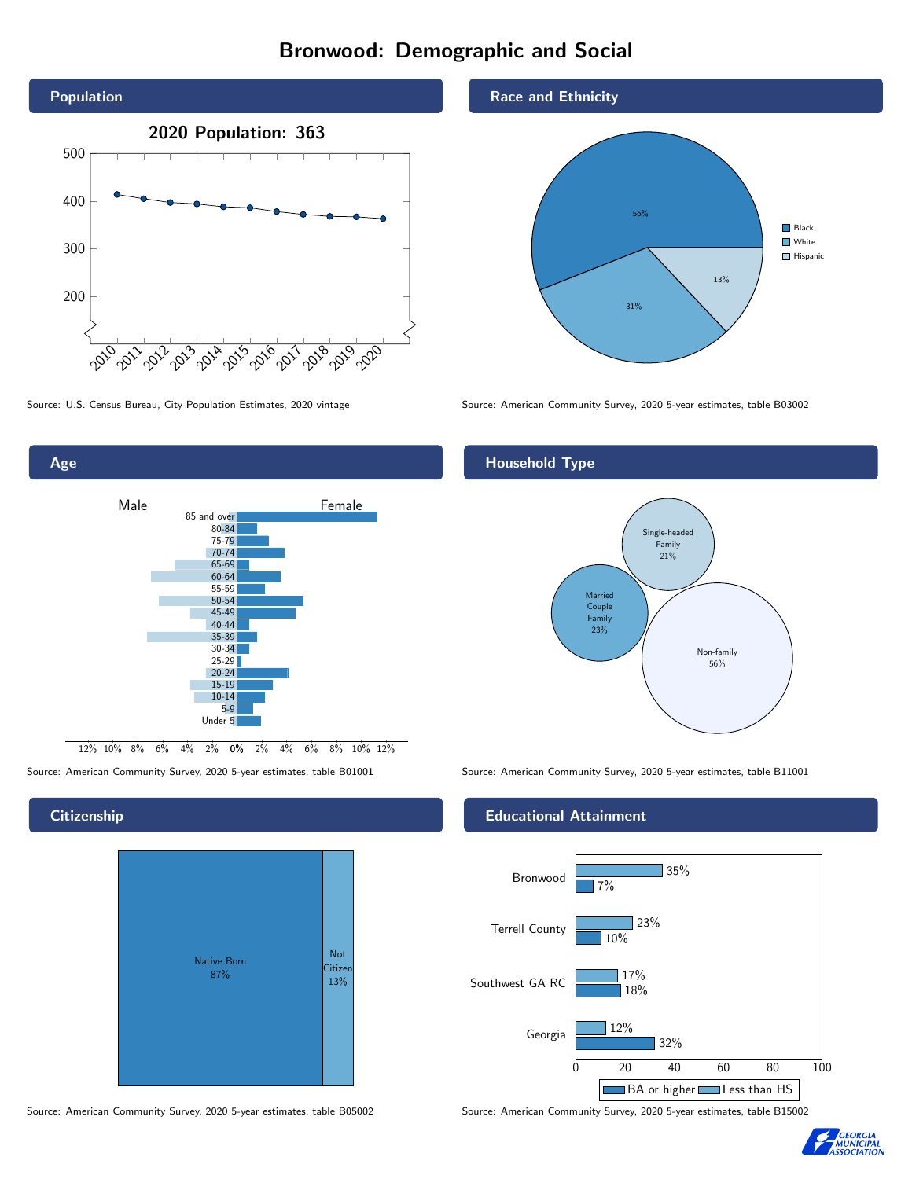# Bronwood: Demographic and Social

## Population

**2020 Population: 363**

Source: U.S. Census Bureau, City Population Estimates, 2020 vintage

## Race and Ethnicity

| Race/Ethnicity | Percent |
|---|---|
| Black | 56% |
| White | 31% |
| Hispanic | 13% |

Source: American Community Survey, 2020 5-year estimates, table B03002

## Age

Source: American Community Survey, 2020 5-year estimates, table B01001

## Household Type

| Household Type | Percent |
|---|---|
| Single-headed Family | 21% |
| Married Couple Family | 23% |
| Non-family | 56% |

Source: American Community Survey, 2020 5-year estimates, table B11001

## Citizenship

| Citizenship | Percent |
|---|---|
| Native Born | 87% |
| Not Citizen | 13% |

Source: American Community Survey, 2020 5-year estimates, table B05002

## Educational Attainment

| Area | Less than HS | BA or higher |
|---|---|---|
| Bronwood | 35% | 7% |
| Terrell County | 23% | 10% |
| Southwest GA RC | 17% | 18% |
| Georgia | 12% | 32% |

Source: American Community Survey, 2020 5-year estimates, table B15002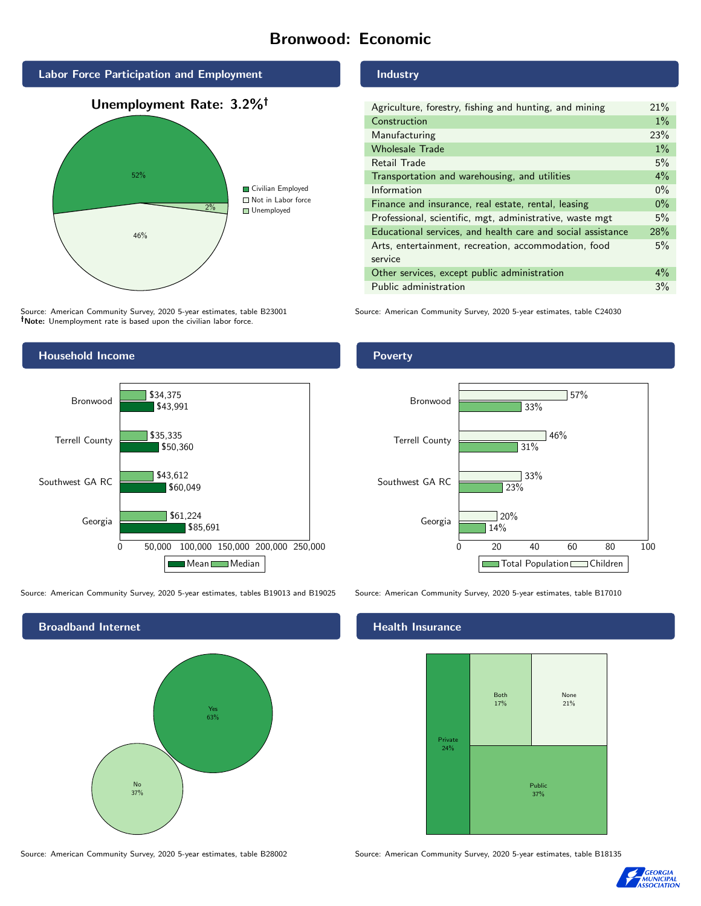# Bronwood: Economic

## Labor Force Participation and Employment

**Unemployment Rate: 3.2%†**

| Category | Percent |
|---|---|
| Civilian Employed | 52% |
| Not in Labor force | 46% |
| Unemployed | 2% |

Source: American Community Survey, 2020 5-year estimates, table B23001
**†Note:** Unemployment rate is based upon the civilian labor force.

## Industry

| Industry | Percent |
|---|---|
| Agriculture, forestry, fishing and hunting, and mining | 21% |
| Construction | 1% |
| Manufacturing | 23% |
| Wholesale Trade | 1% |
| Retail Trade | 5% |
| Transportation and warehousing, and utilities | 4% |
| Information | 0% |
| Finance and insurance, real estate, rental, leasing | 0% |
| Professional, scientific, mgt, administrative, waste mgt | 5% |
| Educational services, and health care and social assistance | 28% |
| Arts, entertainment, recreation, accommodation, food service | 5% |
| Other services, except public administration | 4% |
| Public administration | 3% |

Source: American Community Survey, 2020 5-year estimates, table C24030

## Household Income

| Area | Median | Mean |
|---|---|---|
| Bronwood | $34,375 | $43,991 |
| Terrell County | $35,335 | $50,360 |
| Southwest GA RC | $43,612 | $60,049 |
| Georgia | $61,224 | $85,691 |

Source: American Community Survey, 2020 5-year estimates, tables B19013 and B19025

## Poverty

| Area | Children | Total Population |
|---|---|---|
| Bronwood | 57% | 33% |
| Terrell County | 46% | 31% |
| Southwest GA RC | 33% | 23% |
| Georgia | 20% | 14% |

Source: American Community Survey, 2020 5-year estimates, table B17010

## Broadband Internet

| Response | Percent |
|---|---|
| Yes | 63% |
| No | 37% |

Source: American Community Survey, 2020 5-year estimates, table B28002

## Health Insurance

| Type | Percent |
|---|---|
| Private | 24% |
| Both | 17% |
| None | 21% |
| Public | 37% |

Source: American Community Survey, 2020 5-year estimates, table B18135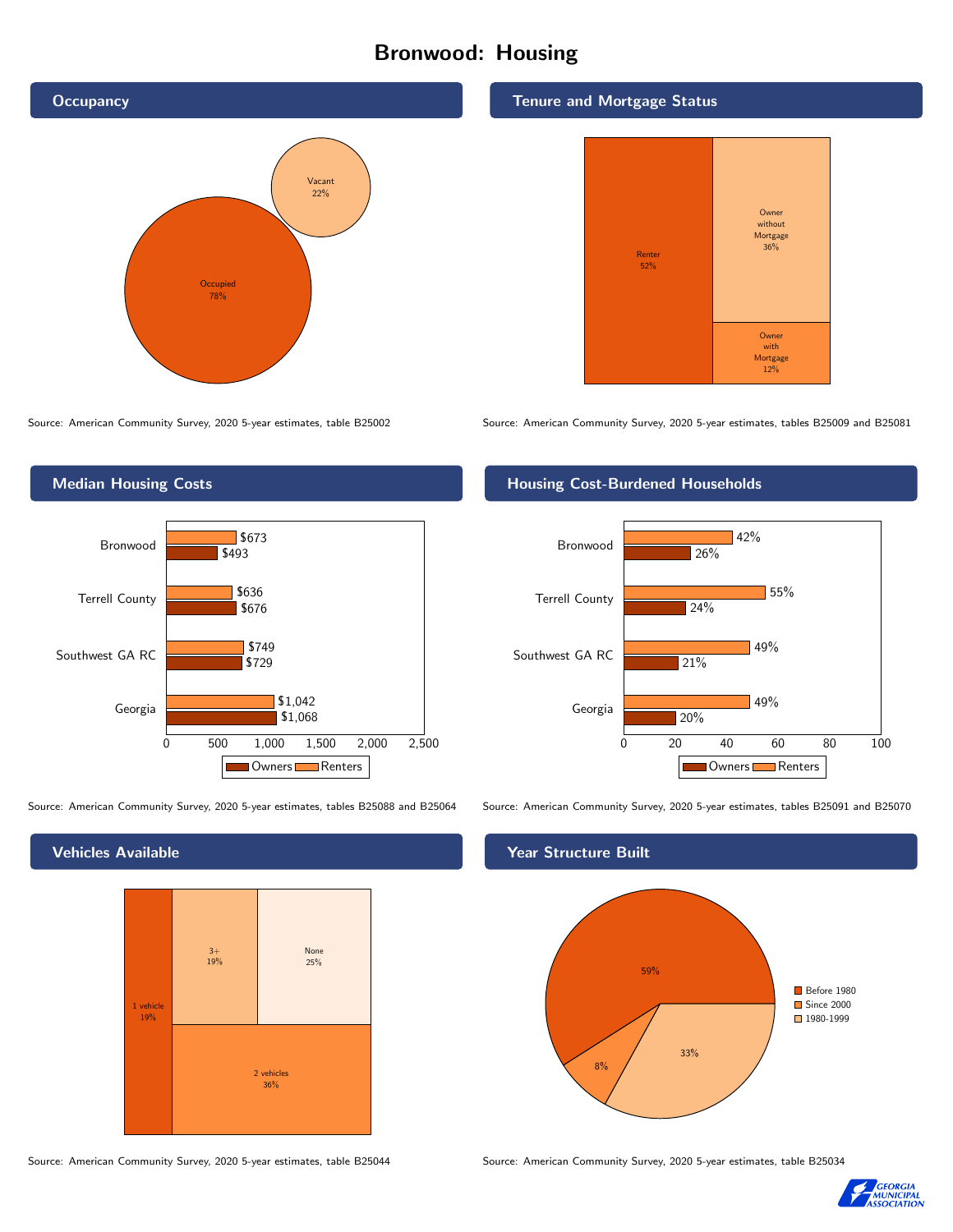# Bronwood: Housing

## Occupancy

Vacant
22%

Occupied
78%

Source: American Community Survey, 2020 5-year estimates, table B25002

## Tenure and Mortgage Status

Renter
52%

Owner without Mortgage
36%

Owner with Mortgage
12%

Source: American Community Survey, 2020 5-year estimates, tables B25009 and B25081

## Median Housing Costs

Bronwood
$673
$493

Terrell County
$636
$676

Southwest GA RC
$749
$729

Georgia
$1,042
$1,068

0
500
1,000
1,500
2,000
2,500

Owners
Renters

Source: American Community Survey, 2020 5-year estimates, tables B25088 and B25064

## Housing Cost-Burdened Households

Bronwood
42%
26%

Terrell County
55%
24%

Southwest GA RC
49%
21%

Georgia
49%
20%

0
20
40
60
80
100

Owners
Renters

Source: American Community Survey, 2020 5-year estimates, tables B25091 and B25070

## Vehicles Available

1 vehicle
19%

3+
19%

None
25%

2 vehicles
36%

Source: American Community Survey, 2020 5-year estimates, table B25044

## Year Structure Built

59%

8%

33%

Before 1980
Since 2000
1980-1999

Source: American Community Survey, 2020 5-year estimates, table B25034

GEORGIA MUNICIPAL ASSOCIATION